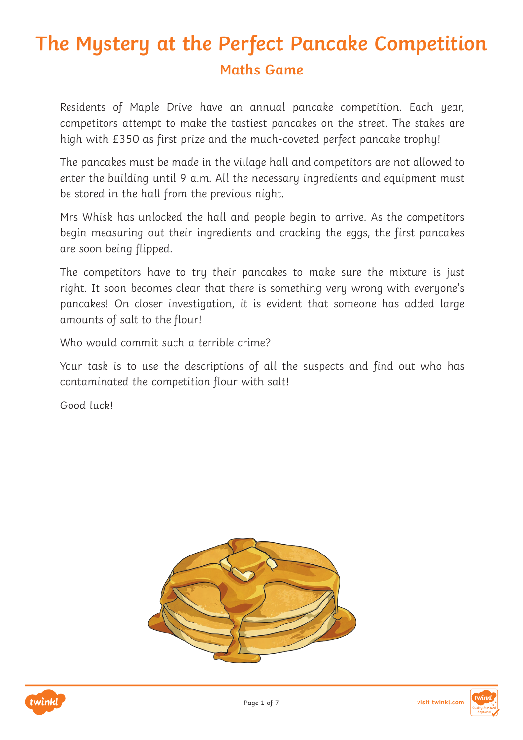# The Mystery at the Perfect Pancake Competition

## Maths Game

Residents of Maple Drive have an annual pancake competition. Each year, competitors attempt to make the tastiest pancakes on the street. The stakes are high with £350 as first prize and the much-coveted perfect pancake trophy!

The pancakes must be made in the village hall and competitors are not allowed to enter the building until 9 a.m. All the necessary ingredients and equipment must be stored in the hall from the previous night.

Mrs Whisk has unlocked the hall and people begin to arrive. As the competitors begin measuring out their ingredients and cracking the eggs, the first pancakes are soon being flipped.

The competitors have to try their pancakes to make sure the mixture is just right. It soon becomes clear that there is something very wrong with everyone's pancakes! On closer investigation, it is evident that someone has added large amounts of salt to the flour!

Who would commit such a terrible crime?

Your task is to use the descriptions of all the suspects and find out who has contaminated the competition flour with salt!

Good luck!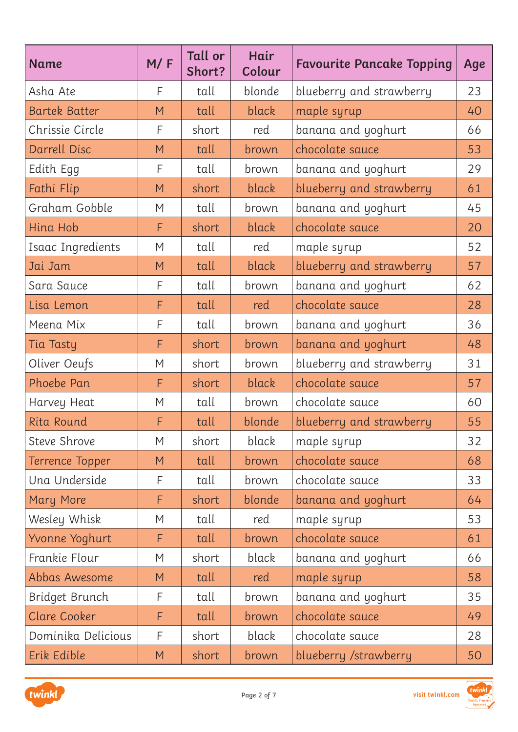| Name | M/ F | Tall or Short? | Hair Colour | Favourite Pancake Topping | Age |
|---|---|---|---|---|---|
| Asha Ate | F | tall | blonde | blueberry and strawberry | 23 |
| Bartek Batter | M | tall | black | maple syrup | 40 |
| Chrissie Circle | F | short | red | banana and yoghurt | 66 |
| Darrell Disc | M | tall | brown | chocolate sauce | 53 |
| Edith Egg | F | tall | brown | banana and yoghurt | 29 |
| Fathi Flip | M | short | black | blueberry and strawberry | 61 |
| Graham Gobble | M | tall | brown | banana and yoghurt | 45 |
| Hina Hob | F | short | black | chocolate sauce | 20 |
| Isaac Ingredients | M | tall | red | maple syrup | 52 |
| Jai Jam | M | tall | black | blueberry and strawberry | 57 |
| Sara Sauce | F | tall | brown | banana and yoghurt | 62 |
| Lisa Lemon | F | tall | red | chocolate sauce | 28 |
| Meena Mix | F | tall | brown | banana and yoghurt | 36 |
| Tia Tasty | F | short | brown | banana and yoghurt | 48 |
| Oliver Oeufs | M | short | brown | blueberry and strawberry | 31 |
| Phoebe Pan | F | short | black | chocolate sauce | 57 |
| Harvey Heat | M | tall | brown | chocolate sauce | 60 |
| Rita Round | F | tall | blonde | blueberry and strawberry | 55 |
| Steve Shrove | M | short | black | maple syrup | 32 |
| Terrence Topper | M | tall | brown | chocolate sauce | 68 |
| Una Underside | F | tall | brown | chocolate sauce | 33 |
| Mary More | F | short | blonde | banana and yoghurt | 64 |
| Wesley Whisk | M | tall | red | maple syrup | 53 |
| Yvonne Yoghurt | F | tall | brown | chocolate sauce | 61 |
| Frankie Flour | M | short | black | banana and yoghurt | 66 |
| Abbas Awesome | M | tall | red | maple syrup | 58 |
| Bridget Brunch | F | tall | brown | banana and yoghurt | 35 |
| Clare Cooker | F | tall | brown | chocolate sauce | 49 |
| Dominika Delicious | F | short | black | chocolate sauce | 28 |
| Erik Edible | M | short | brown | blueberry /strawberry | 50 |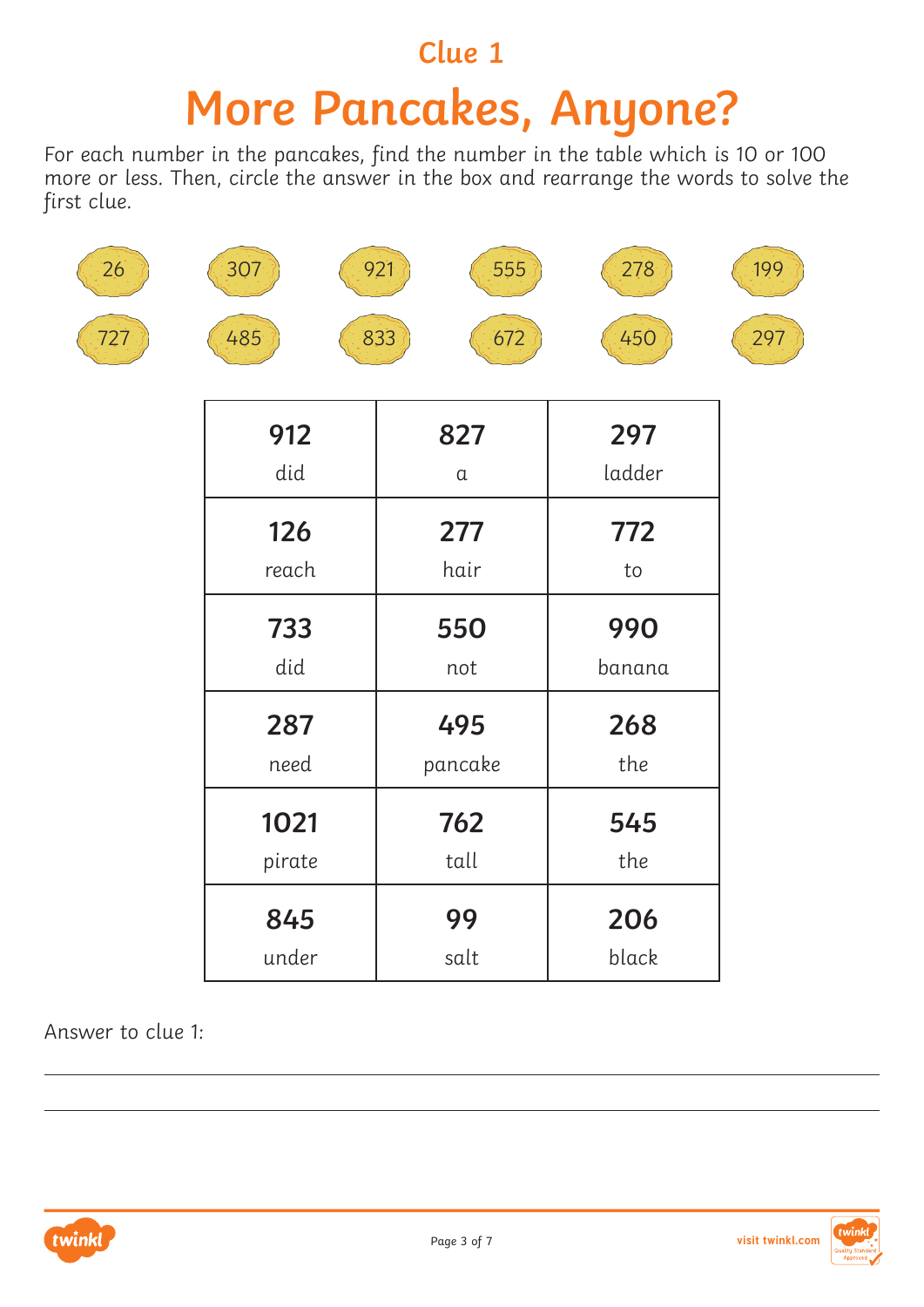## Clue 1

# More Pancakes, Anyone?

*For each number in the pancakes, find the number in the table which is 10 or 100 more or less. Then, circle the answer in the box and rearrange the words to solve the first clue.*

26 307 921 555 278 199

727 485 833 672 450 297

| | | |
|---|---|---|
| **912**<br>did | **827**<br>a | **297**<br>ladder |
| **126**<br>reach | **277**<br>hair | **772**<br>to |
| **733**<br>did | **550**<br>not | **990**<br>banana |
| **287**<br>need | **495**<br>pancake | **268**<br>the |
| **1021**<br>pirate | **762**<br>tall | **545**<br>the |
| **845**<br>under | **99**<br>salt | **206**<br>black |

Answer to clue 1:

_______________________________________________

_______________________________________________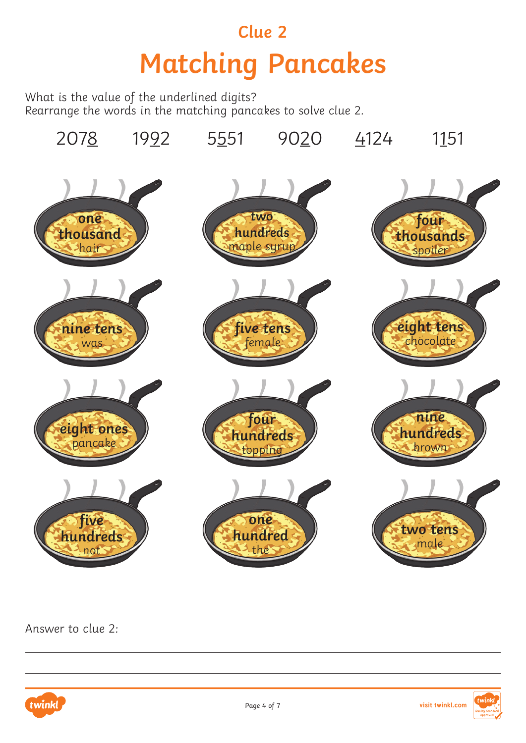## Clue 2

# Matching Pancakes

What is the value of the underlined digits?
Rearrange the words in the matching pancakes to solve clue 2.

207<u>8</u>    19<u>9</u>2    5<u>5</u>51    90<u>2</u>0    <u>4</u>124    1<u>1</u>51

**one thousand**
hair

**two hundreds**
maple syrup

**four thousands**
spoiler

**nine tens**
was

**five tens**
female

**eight tens**
chocolate

**eight ones**
pancake

**four hundreds**
topping

**nine hundreds**
brown

**five hundreds**
not

**one hundred**
the

**two tens**
male

Answer to clue 2:

___

___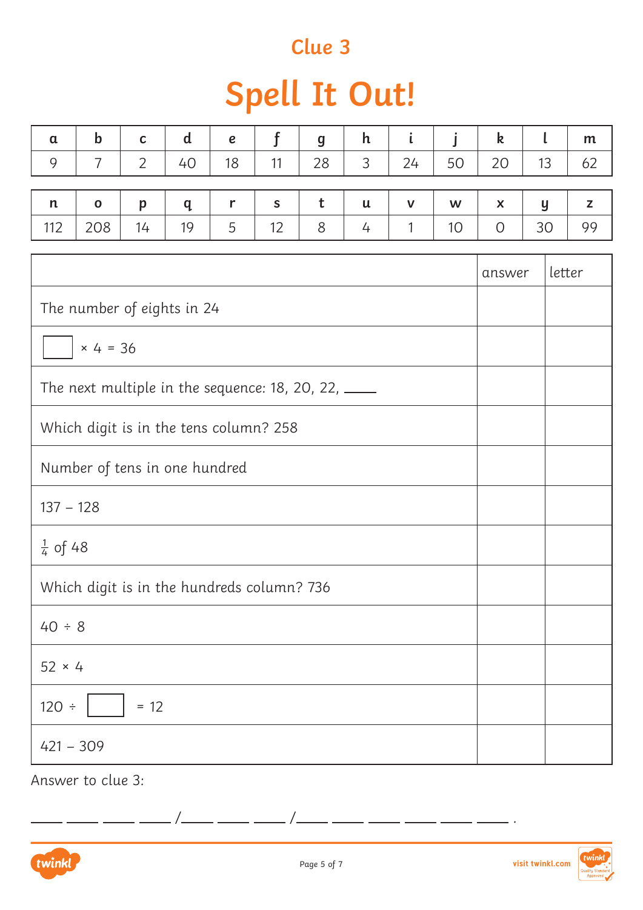## Clue 3

# Spell It Out!

| a | b | c | d | e | f | g | h | i | j | k | l | m |
|---|---|---|---|---|---|---|---|---|---|---|---|---|
| 9 | 7 | 2 | 40 | 18 | 11 | 28 | 3 | 24 | 50 | 20 | 13 | 62 |

| n | o | p | q | r | s | t | u | v | w | x | y | z |
|---|---|---|---|---|---|---|---|---|---|---|---|---|
| 112 | 208 | 14 | 19 | 5 | 12 | 8 | 4 | 1 | 10 | 0 | 30 | 99 |

| | answer | letter |
|---|---|---|
| The number of eights in 24 | | |
| ☐ × 4 = 36 | | |
| The next multiple in the sequence: 18, 20, 22, ____ | | |
| Which digit is in the tens column? 258 | | |
| Number of tens in one hundred | | |
| 137 – 128 | | |
| $\frac{1}{4}$ of 48 | | |
| Which digit is in the hundreds column? 736 | | |
| 40 ÷ 8 | | |
| 52 × 4 | | |
| 120 ÷ ☐ = 12 | | |
| 421 – 309 | | |

Answer to clue 3:

____ ____ ____ ____ / ____ ____ ____ / ____ ____ ____ ____ ____ ____ .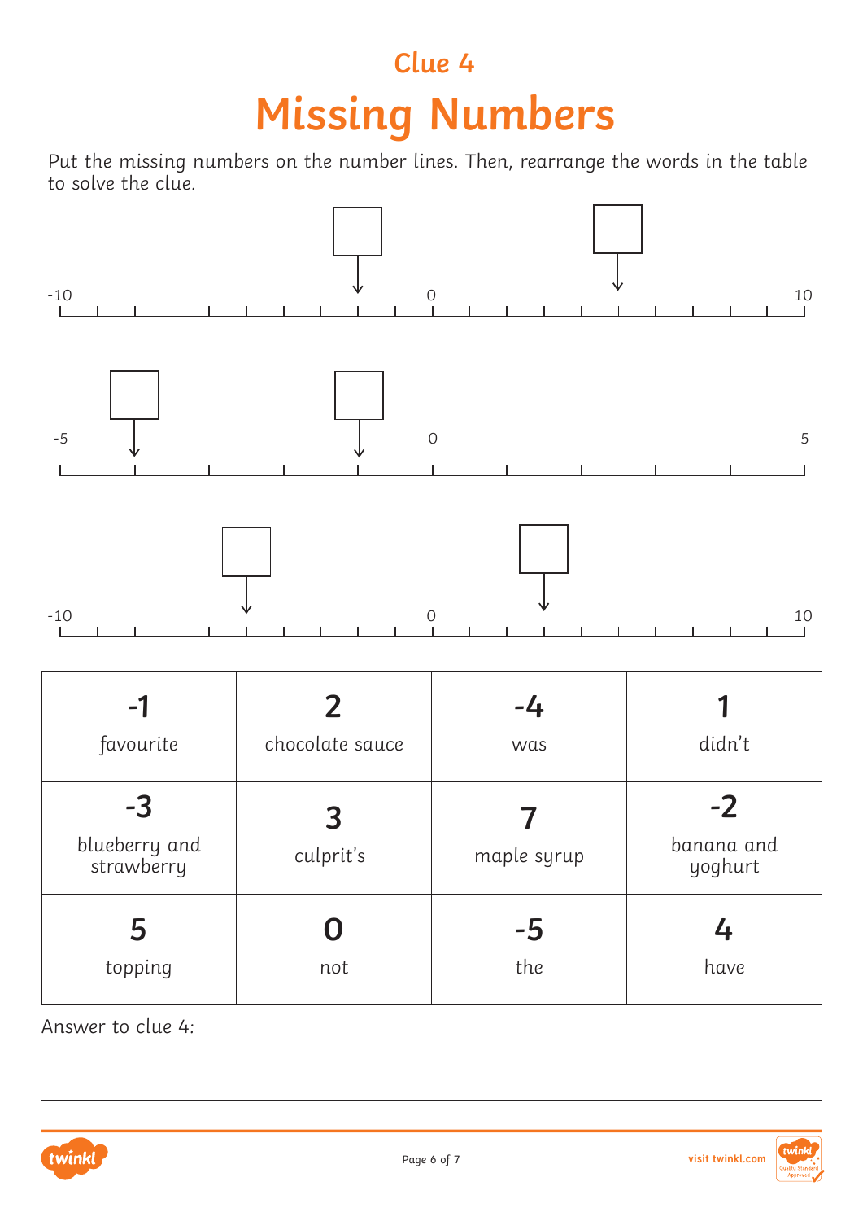## Clue 4

# Missing Numbers

Put the missing numbers on the number lines. Then, rearrange the words in the table to solve the clue.

-10 0 10

-5 0 5

-10 0 10

| | | | |
|---|---|---|---|
| **-1** favourite | **2** chocolate sauce | **-4** was | **1** didn't |
| **-3** blueberry and strawberry | **3** culprit's | **7** maple syrup | **-2** banana and yoghurt |
| **5** topping | **0** not | **-5** the | **4** have |

Answer to clue 4:

_______________________________________________

_______________________________________________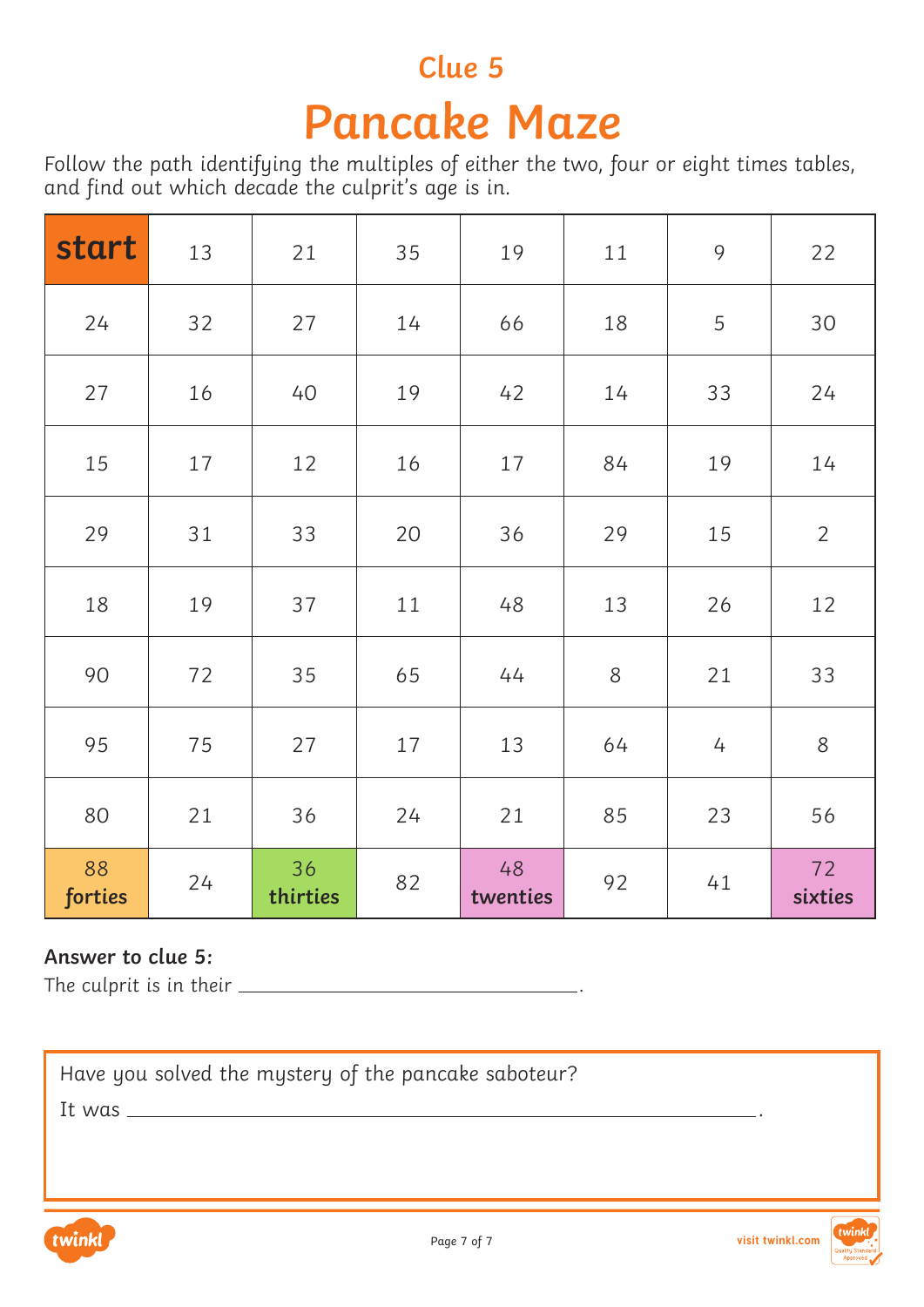## Clue 5

# Pancake Maze

Follow the path identifying the multiples of either the two, four or eight times tables, and find out which decade the culprit's age is in.

| | | | | | | | |
|---|---|---|---|---|---|---|---|
| **start** | 13 | 21 | 35 | 19 | 11 | 9 | 22 |
| 24 | 32 | 27 | 14 | 66 | 18 | 5 | 30 |
| 27 | 16 | 40 | 19 | 42 | 14 | 33 | 24 |
| 15 | 17 | 12 | 16 | 17 | 84 | 19 | 14 |
| 29 | 31 | 33 | 20 | 36 | 29 | 15 | 2 |
| 18 | 19 | 37 | 11 | 48 | 13 | 26 | 12 |
| 90 | 72 | 35 | 65 | 44 | 8 | 21 | 33 |
| 95 | 75 | 27 | 17 | 13 | 64 | 4 | 8 |
| 80 | 21 | 36 | 24 | 21 | 85 | 23 | 56 |
| 88 **forties** | 24 | 36 **thirties** | 82 | 48 **twenties** | 92 | 41 | 72 **sixties** |

**Answer to clue 5:**

The culprit is in their ________________________________.

Have you solved the mystery of the pancake saboteur?

It was ____________________________________________________.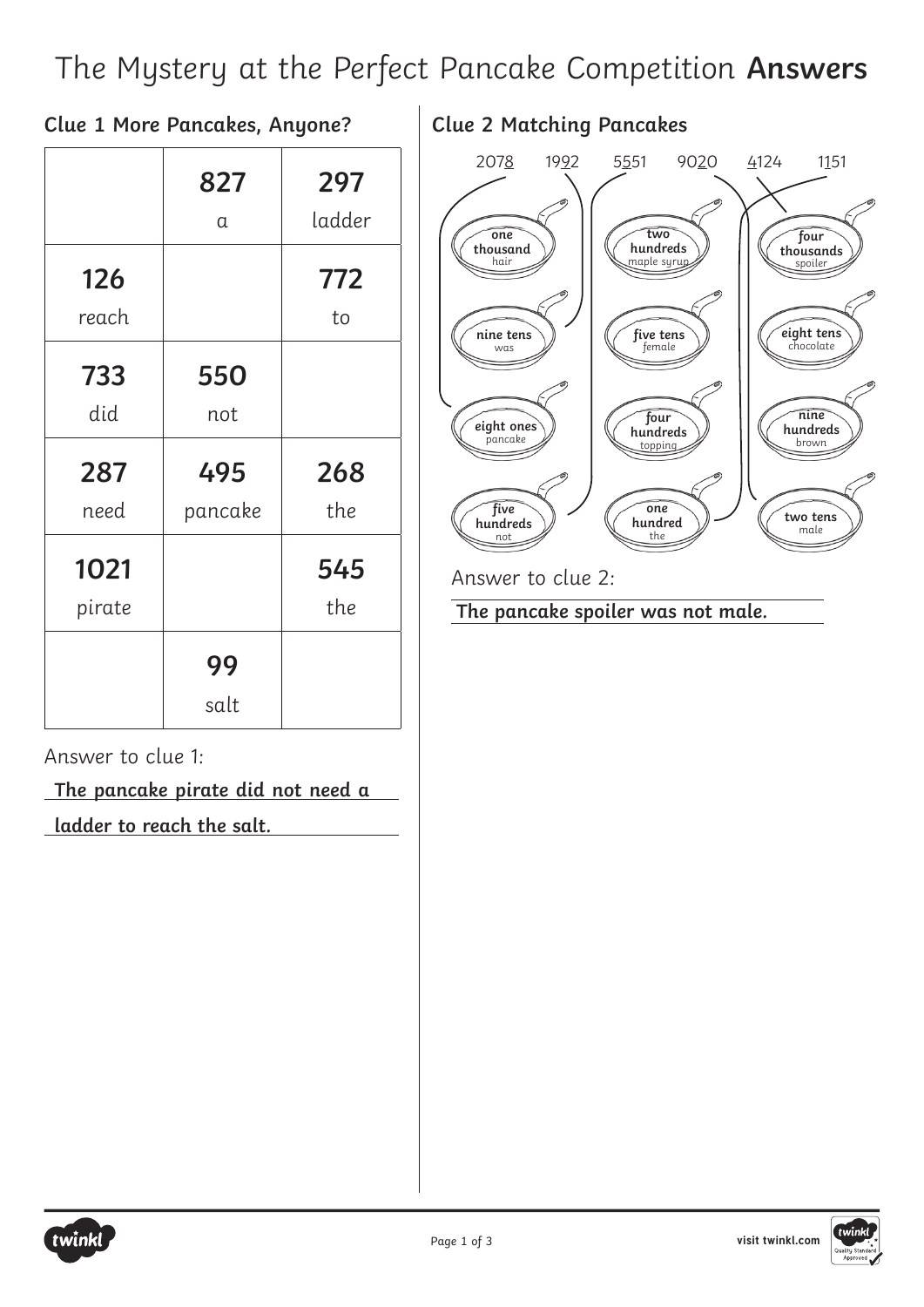# The Mystery at the Perfect Pancake Competition **Answers**

### Clue 1 More Pancakes, Anyone?

| | | |
|---|---|---|
| | **827** a | **297** ladder |
| **126** reach | | **772** to |
| **733** did | **550** not | |
| **287** need | **495** pancake | **268** the |
| **1021** pirate | | **545** the |
| | **99** salt | |

Answer to clue 1:

**The pancake pirate did not need a ladder to reach the salt.**

### Clue 2 Matching Pancakes

207<u>8</u> 19<u>9</u>2 5<u>5</u>51 90<u>2</u>0 <u>4</u>124 1<u>1</u>51

one thousand
hair

two hundreds
maple syrup

four thousands
spoiler

nine tens
was

five tens
female

eight tens
chocolate

eight ones
pancake

four hundreds
topping

nine hundreds
brown

five hundreds
not

one hundred
the

two tens
male

Answer to clue 2:

**The pancake spoiler was not male.**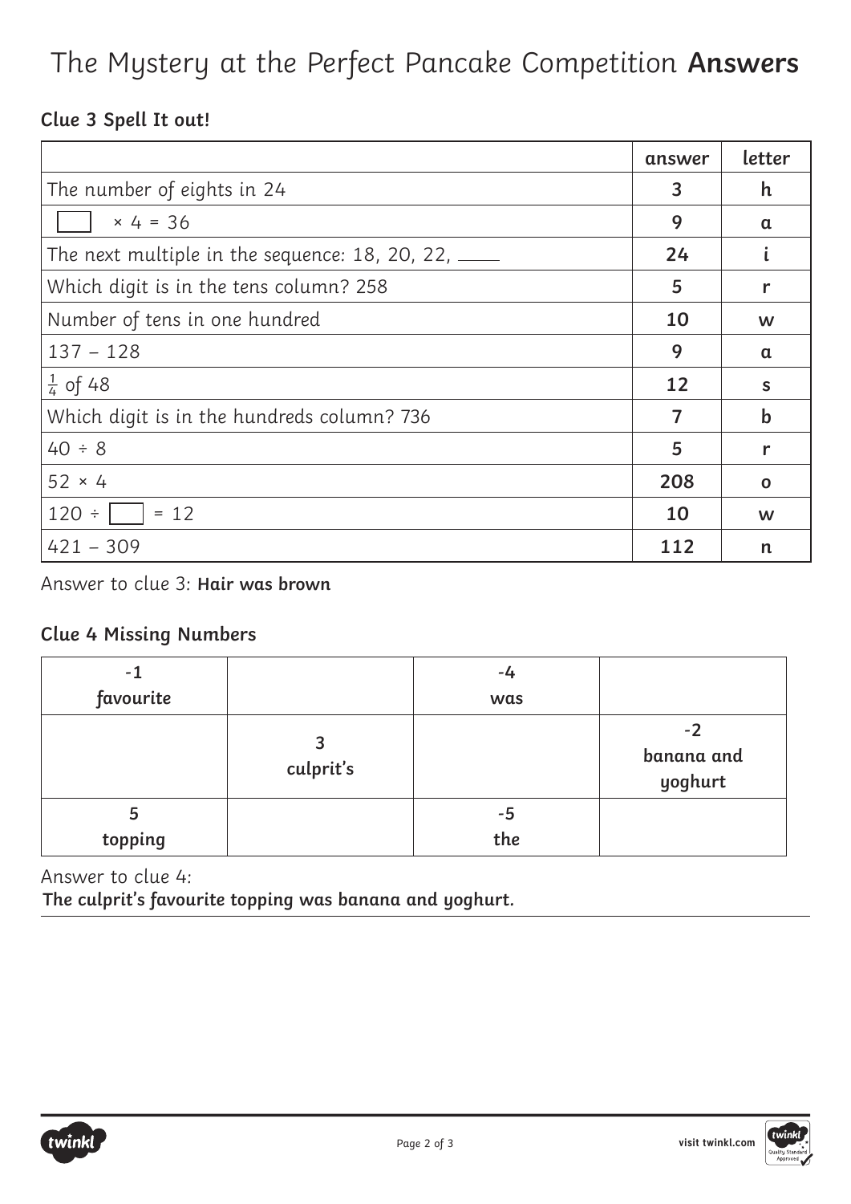# The Mystery at the Perfect Pancake Competition **Answers**

**Clue 3 Spell It out!**

| | answer | letter |
|---|---|---|
| The number of eights in 24 | **3** | **h** |
| ☐ × 4 = 36 | **9** | **a** |
| The next multiple in the sequence: 18, 20, 22, ____ | **24** | **i** |
| Which digit is in the tens column? 258 | **5** | **r** |
| Number of tens in one hundred | **10** | **w** |
| 137 – 128 | **9** | **a** |
| $\frac{1}{4}$ of 48 | **12** | **s** |
| Which digit is in the hundreds column? 736 | **7** | **b** |
| 40 ÷ 8 | **5** | **r** |
| 52 × 4 | **208** | **o** |
| 120 ÷ ☐ = 12 | **10** | **w** |
| 421 – 309 | **112** | **n** |

Answer to clue 3: **Hair was brown**

**Clue 4 Missing Numbers**

| | | | |
|---|---|---|---|
| **-1** **favourite** | | **-4** **was** | |
| | **3** **culprit's** | | **-2** **banana and yoghurt** |
| **5** **topping** | | **-5** **the** | |

Answer to clue 4:
**The culprit's favourite topping was banana and yoghurt.**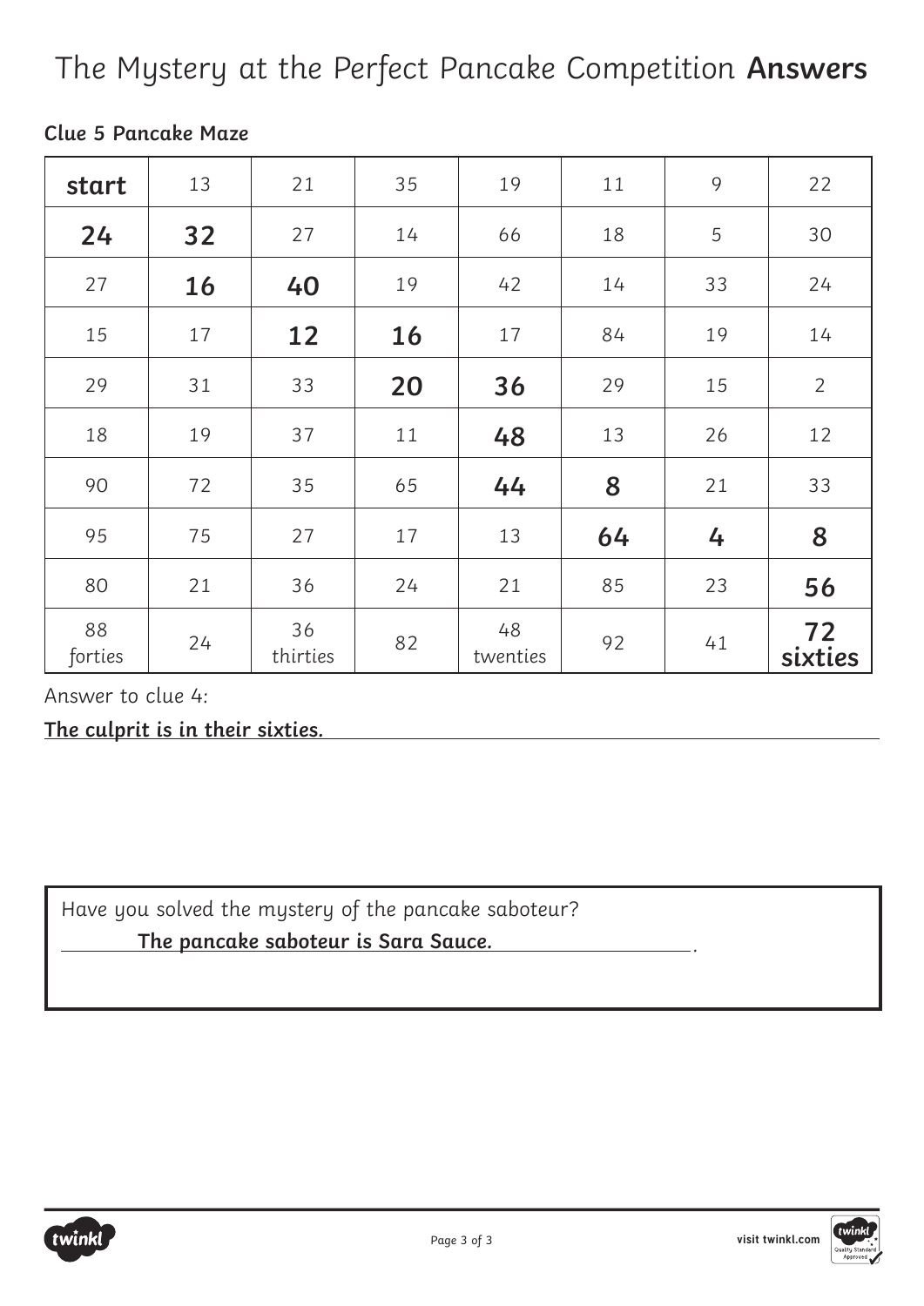# The Mystery at the Perfect Pancake Competition **Answers**

**Clue 5 Pancake Maze**

| | | | | | | | |
|---|---|---|---|---|---|---|---|
| **start** | 13 | 21 | 35 | 19 | 11 | 9 | 22 |
| **24** | **32** | 27 | 14 | 66 | 18 | 5 | 30 |
| 27 | **16** | **40** | 19 | 42 | 14 | 33 | 24 |
| 15 | 17 | **12** | **16** | 17 | 84 | 19 | 14 |
| 29 | 31 | 33 | **20** | **36** | 29 | 15 | 2 |
| 18 | 19 | 37 | 11 | **48** | 13 | 26 | 12 |
| 90 | 72 | 35 | 65 | **44** | **8** | 21 | 33 |
| 95 | 75 | 27 | 17 | 13 | **64** | **4** | **8** |
| 80 | 21 | 36 | 24 | 21 | 85 | 23 | **56** |
| 88 forties | 24 | 36 thirties | 82 | 48 twenties | 92 | 41 | **72 sixties** |

Answer to clue 4:

**The culprit is in their sixties.**

Have you solved the mystery of the pancake saboteur?

**The pancake saboteur is Sara Sauce.**